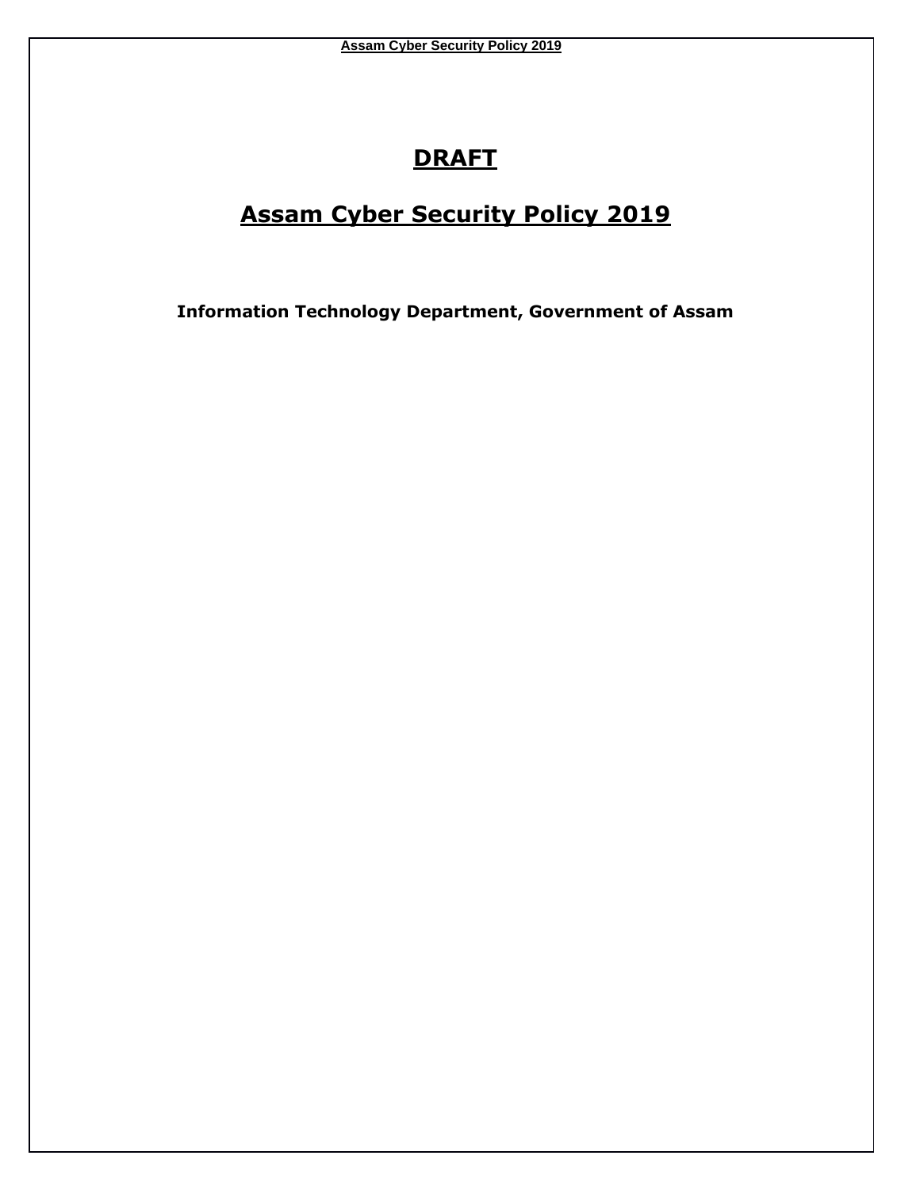# DRAFT

# Assam Cyber Security Policy 2019

**Information Technology Department, Government of Assam**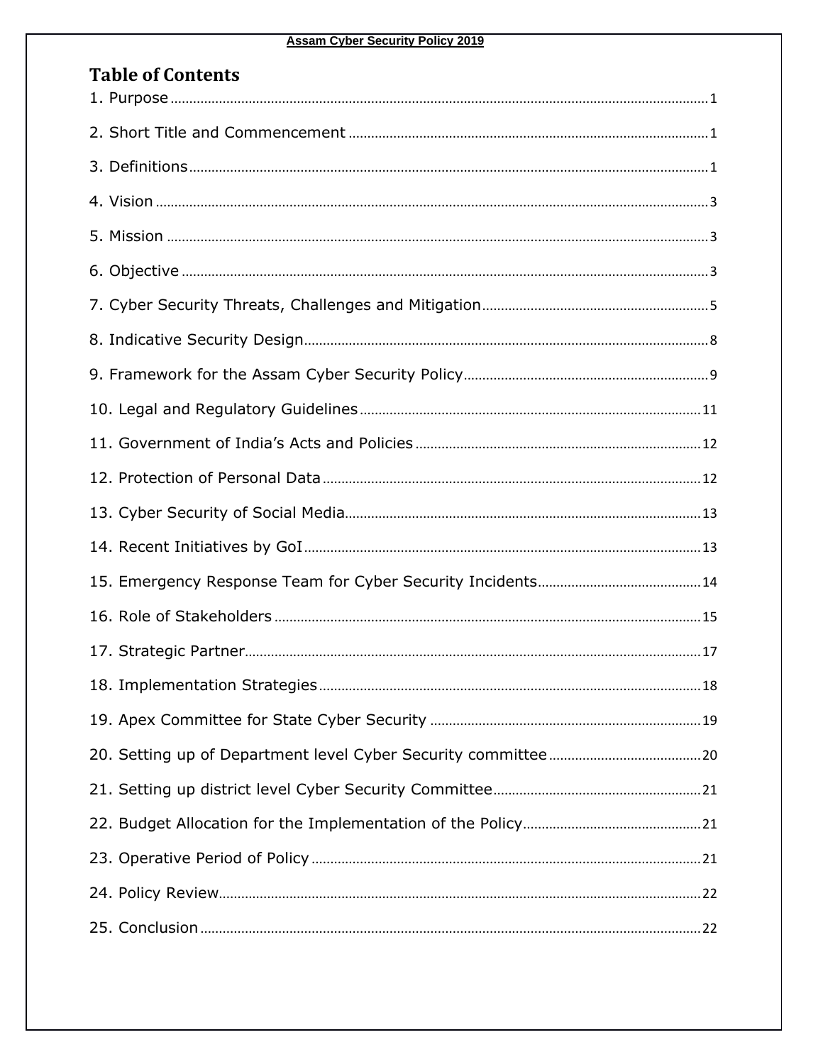# Table of Contents

1. Purpose ........................................................ 1
2. Short Title and Commencement ........................................................ 1
3. Definitions ........................................................ 1
4. Vision ........................................................ 3
5. Mission ........................................................ 3
6. Objective ........................................................ 3
7. Cyber Security Threats, Challenges and Mitigation ........................................................ 5
8. Indicative Security Design ........................................................ 8
9. Framework for the Assam Cyber Security Policy ........................................................ 9
10. Legal and Regulatory Guidelines ........................................................ 11
11. Government of India's Acts and Policies ........................................................ 12
12. Protection of Personal Data ........................................................ 12
13. Cyber Security of Social Media ........................................................ 13
14. Recent Initiatives by GoI ........................................................ 13
15. Emergency Response Team for Cyber Security Incidents ........................................................ 14
16. Role of Stakeholders ........................................................ 15
17. Strategic Partner ........................................................ 17
18. Implementation Strategies ........................................................ 18
19. Apex Committee for State Cyber Security ........................................................ 19
20. Setting up of Department level Cyber Security committee ........................................................ 20
21. Setting up district level Cyber Security Committee ........................................................ 21
22. Budget Allocation for the Implementation of the Policy ........................................................ 21
23. Operative Period of Policy ........................................................ 21
24. Policy Review ........................................................ 22
25. Conclusion ........................................................ 22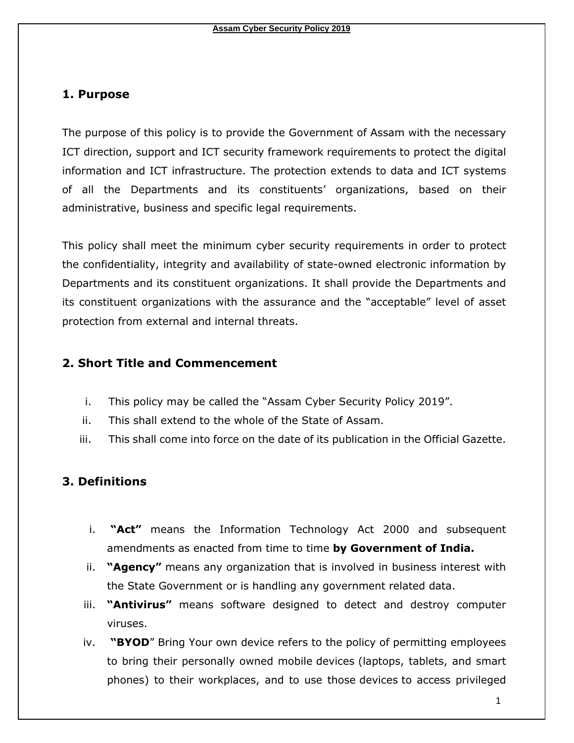## 1. Purpose

The purpose of this policy is to provide the Government of Assam with the necessary ICT direction, support and ICT security framework requirements to protect the digital information and ICT infrastructure. The protection extends to data and ICT systems of all the Departments and its constituents' organizations, based on their administrative, business and specific legal requirements.

This policy shall meet the minimum cyber security requirements in order to protect the confidentiality, integrity and availability of state-owned electronic information by Departments and its constituent organizations. It shall provide the Departments and its constituent organizations with the assurance and the "acceptable" level of asset protection from external and internal threats.

## 2. Short Title and Commencement

i. This policy may be called the "Assam Cyber Security Policy 2019".
ii. This shall extend to the whole of the State of Assam.
iii. This shall come into force on the date of its publication in the Official Gazette.

## 3. Definitions

i. **"Act"** means the Information Technology Act 2000 and subsequent amendments as enacted from time to time **by Government of India.**
ii. **"Agency"** means any organization that is involved in business interest with the State Government or is handling any government related data.
iii. **"Antivirus"** means software designed to detect and destroy computer viruses.
iv. **"BYOD"** Bring Your own device refers to the policy of permitting employees to bring their personally owned mobile devices (laptops, tablets, and smart phones) to their workplaces, and to use those devices to access privileged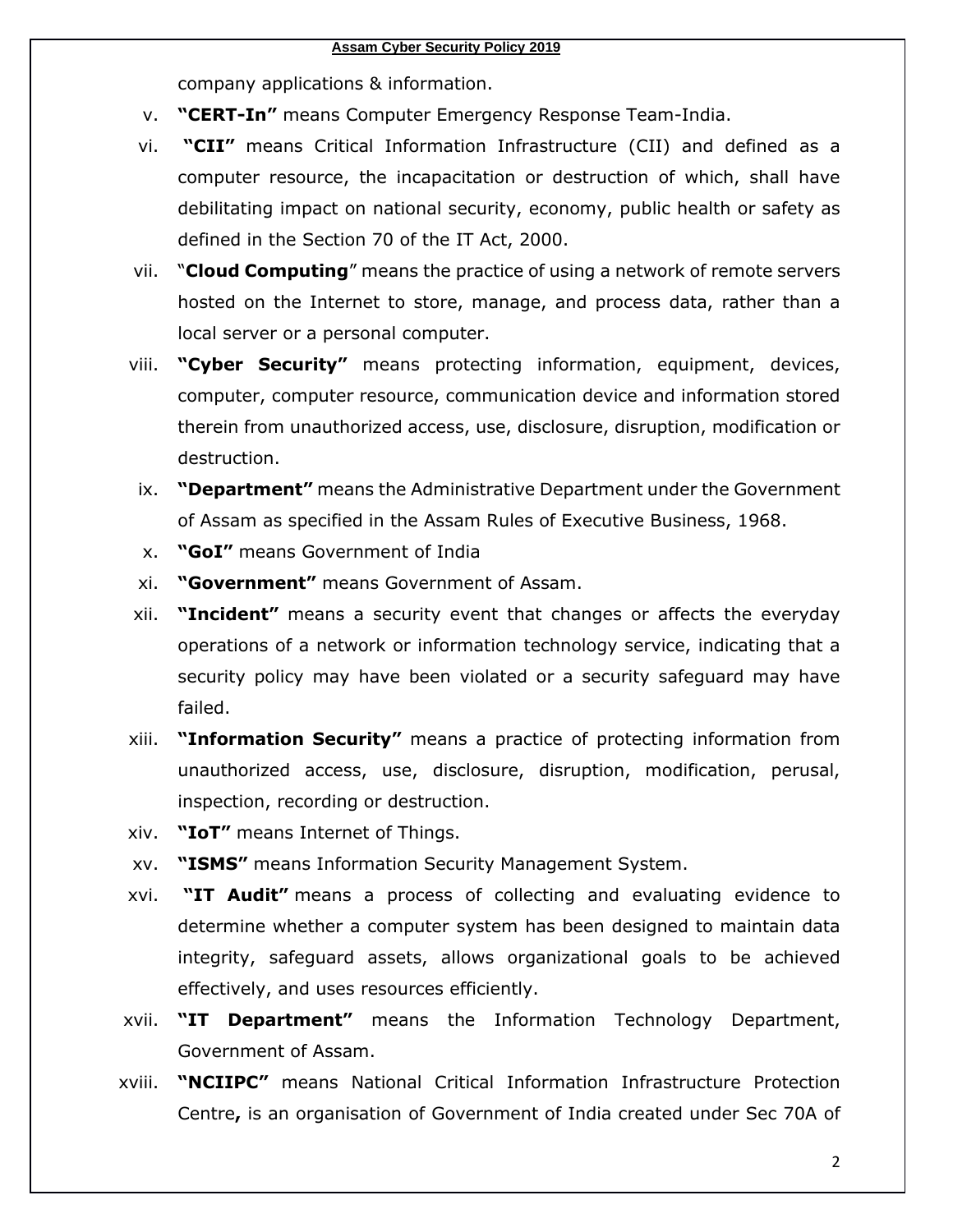company applications & information.

v. **"CERT-In"** means Computer Emergency Response Team-India.

vi. **"CII"** means Critical Information Infrastructure (CII) and defined as a computer resource, the incapacitation or destruction of which, shall have debilitating impact on national security, economy, public health or safety as defined in the Section 70 of the IT Act, 2000.

vii. "**Cloud Computing**" means the practice of using a network of remote servers hosted on the Internet to store, manage, and process data, rather than a local server or a personal computer.

viii. **"Cyber Security"** means protecting information, equipment, devices, computer, computer resource, communication device and information stored therein from unauthorized access, use, disclosure, disruption, modification or destruction.

ix. **"Department"** means the Administrative Department under the Government of Assam as specified in the Assam Rules of Executive Business, 1968.

x. **"GoI"** means Government of India

xi. **"Government"** means Government of Assam.

xii. **"Incident"** means a security event that changes or affects the everyday operations of a network or information technology service, indicating that a security policy may have been violated or a security safeguard may have failed.

xiii. **"Information Security"** means a practice of protecting information from unauthorized access, use, disclosure, disruption, modification, perusal, inspection, recording or destruction.

xiv. **"IoT"** means Internet of Things.

xv. **"ISMS"** means Information Security Management System.

xvi. **"IT Audit"** means a process of collecting and evaluating evidence to determine whether a computer system has been designed to maintain data integrity, safeguard assets, allows organizational goals to be achieved effectively, and uses resources efficiently.

xvii. **"IT Department"** means the Information Technology Department, Government of Assam.

xviii. **"NCIIPC"** means National Critical Information Infrastructure Protection Centre**,** is an organisation of Government of India created under Sec 70A of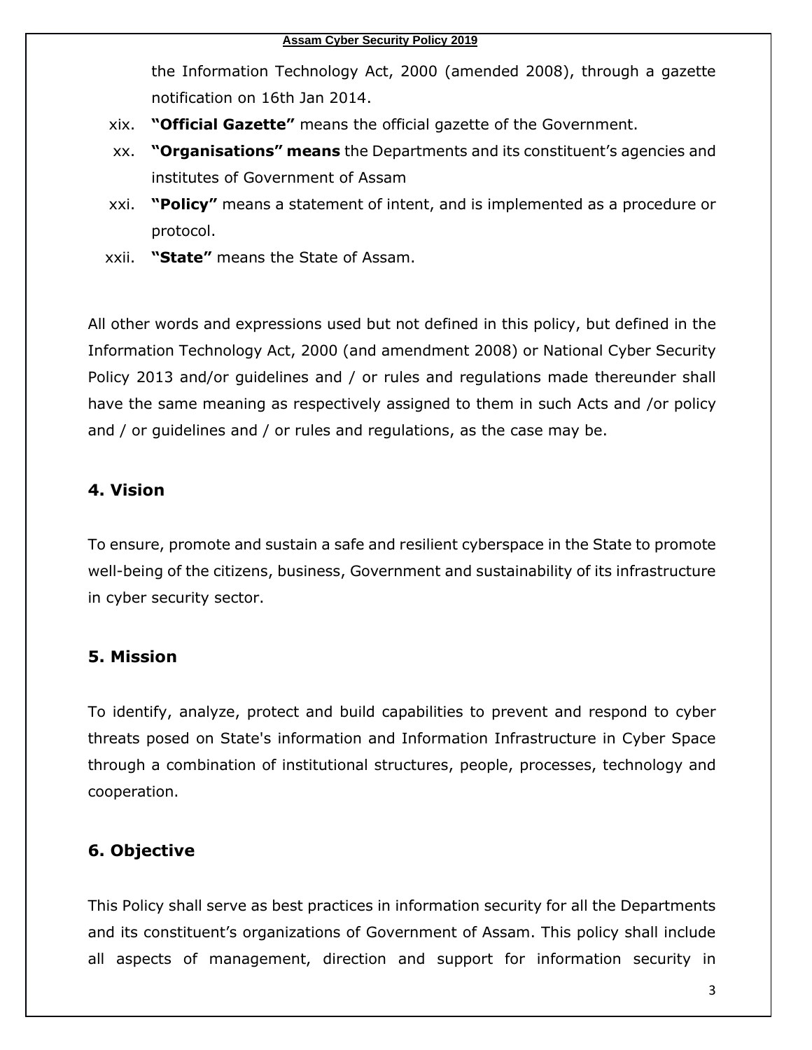the Information Technology Act, 2000 (amended 2008), through a gazette notification on 16th Jan 2014.

xix. **"Official Gazette"** means the official gazette of the Government.

xx. **"Organisations" means** the Departments and its constituent's agencies and institutes of Government of Assam

xxi. **"Policy"** means a statement of intent, and is implemented as a procedure or protocol.

xxii. **"State"** means the State of Assam.

All other words and expressions used but not defined in this policy, but defined in the Information Technology Act, 2000 (and amendment 2008) or National Cyber Security Policy 2013 and/or guidelines and / or rules and regulations made thereunder shall have the same meaning as respectively assigned to them in such Acts and /or policy and / or guidelines and / or rules and regulations, as the case may be.

## 4. Vision

To ensure, promote and sustain a safe and resilient cyberspace in the State to promote well-being of the citizens, business, Government and sustainability of its infrastructure in cyber security sector.

## 5. Mission

To identify, analyze, protect and build capabilities to prevent and respond to cyber threats posed on State's information and Information Infrastructure in Cyber Space through a combination of institutional structures, people, processes, technology and cooperation.

## 6. Objective

This Policy shall serve as best practices in information security for all the Departments and its constituent's organizations of Government of Assam. This policy shall include all aspects of management, direction and support for information security in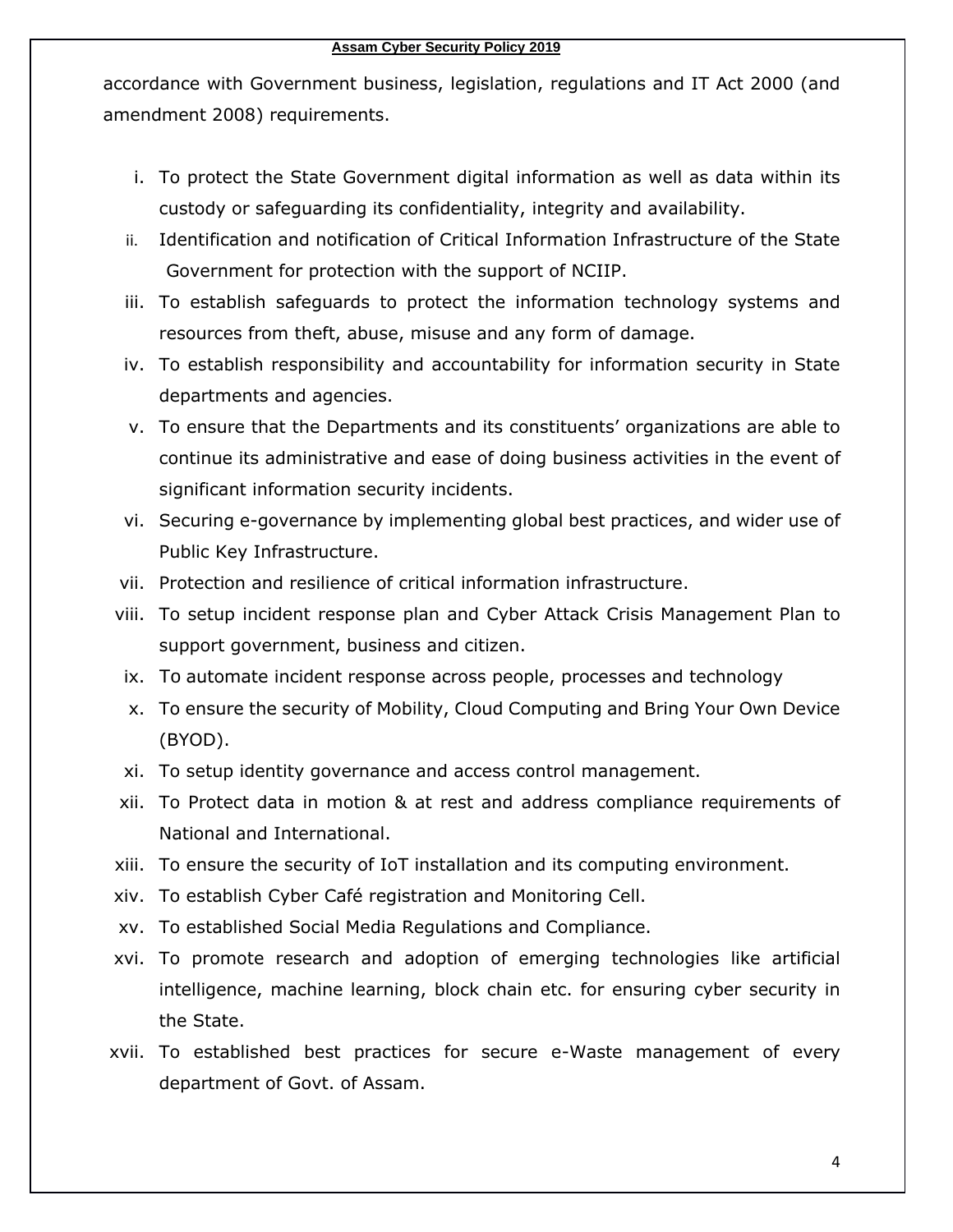accordance with Government business, legislation, regulations and IT Act 2000 (and amendment 2008) requirements.

i. To protect the State Government digital information as well as data within its custody or safeguarding its confidentiality, integrity and availability.
ii. Identification and notification of Critical Information Infrastructure of the State Government for protection with the support of NCIIP.
iii. To establish safeguards to protect the information technology systems and resources from theft, abuse, misuse and any form of damage.
iv. To establish responsibility and accountability for information security in State departments and agencies.
v. To ensure that the Departments and its constituents' organizations are able to continue its administrative and ease of doing business activities in the event of significant information security incidents.
vi. Securing e-governance by implementing global best practices, and wider use of Public Key Infrastructure.
vii. Protection and resilience of critical information infrastructure.
viii. To setup incident response plan and Cyber Attack Crisis Management Plan to support government, business and citizen.
ix. To automate incident response across people, processes and technology
x. To ensure the security of Mobility, Cloud Computing and Bring Your Own Device (BYOD).
xi. To setup identity governance and access control management.
xii. To Protect data in motion & at rest and address compliance requirements of National and International.
xiii. To ensure the security of IoT installation and its computing environment.
xiv. To establish Cyber Café registration and Monitoring Cell.
xv. To established Social Media Regulations and Compliance.
xvi. To promote research and adoption of emerging technologies like artificial intelligence, machine learning, block chain etc. for ensuring cyber security in the State.
xvii. To established best practices for secure e-Waste management of every department of Govt. of Assam.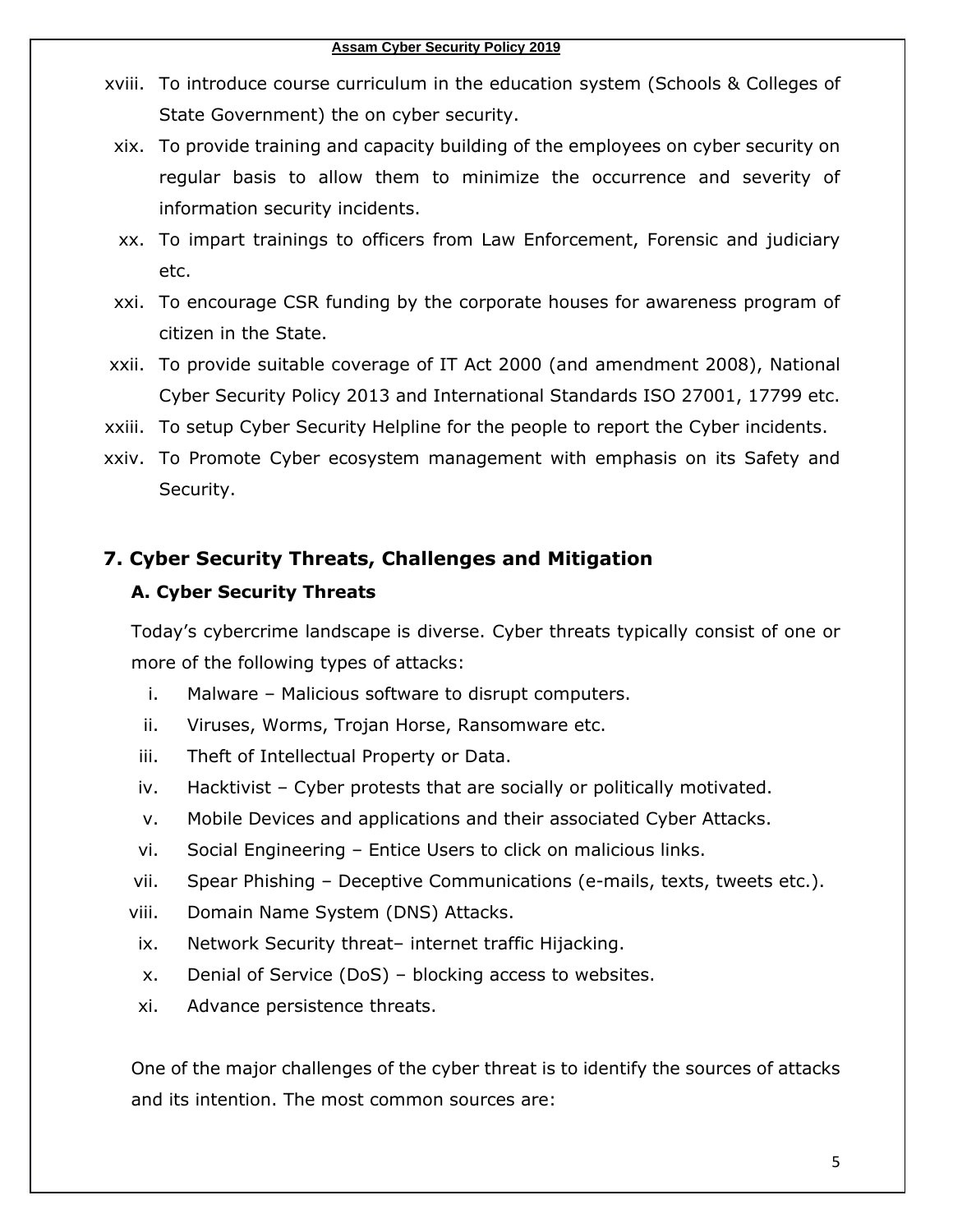xviii. To introduce course curriculum in the education system (Schools & Colleges of State Government) the on cyber security.

xix. To provide training and capacity building of the employees on cyber security on regular basis to allow them to minimize the occurrence and severity of information security incidents.

xx. To impart trainings to officers from Law Enforcement, Forensic and judiciary etc.

xxi. To encourage CSR funding by the corporate houses for awareness program of citizen in the State.

xxii. To provide suitable coverage of IT Act 2000 (and amendment 2008), National Cyber Security Policy 2013 and International Standards ISO 27001, 17799 etc.

xxiii. To setup Cyber Security Helpline for the people to report the Cyber incidents.

xxiv. To Promote Cyber ecosystem management with emphasis on its Safety and Security.

## 7. Cyber Security Threats, Challenges and Mitigation

### A. Cyber Security Threats

Today's cybercrime landscape is diverse. Cyber threats typically consist of one or more of the following types of attacks:

i. Malware – Malicious software to disrupt computers.

ii. Viruses, Worms, Trojan Horse, Ransomware etc.

iii. Theft of Intellectual Property or Data.

iv. Hacktivist – Cyber protests that are socially or politically motivated.

v. Mobile Devices and applications and their associated Cyber Attacks.

vi. Social Engineering – Entice Users to click on malicious links.

vii. Spear Phishing – Deceptive Communications (e-mails, texts, tweets etc.).

viii. Domain Name System (DNS) Attacks.

ix. Network Security threat– internet traffic Hijacking.

x. Denial of Service (DoS) – blocking access to websites.

xi. Advance persistence threats.

One of the major challenges of the cyber threat is to identify the sources of attacks and its intention. The most common sources are: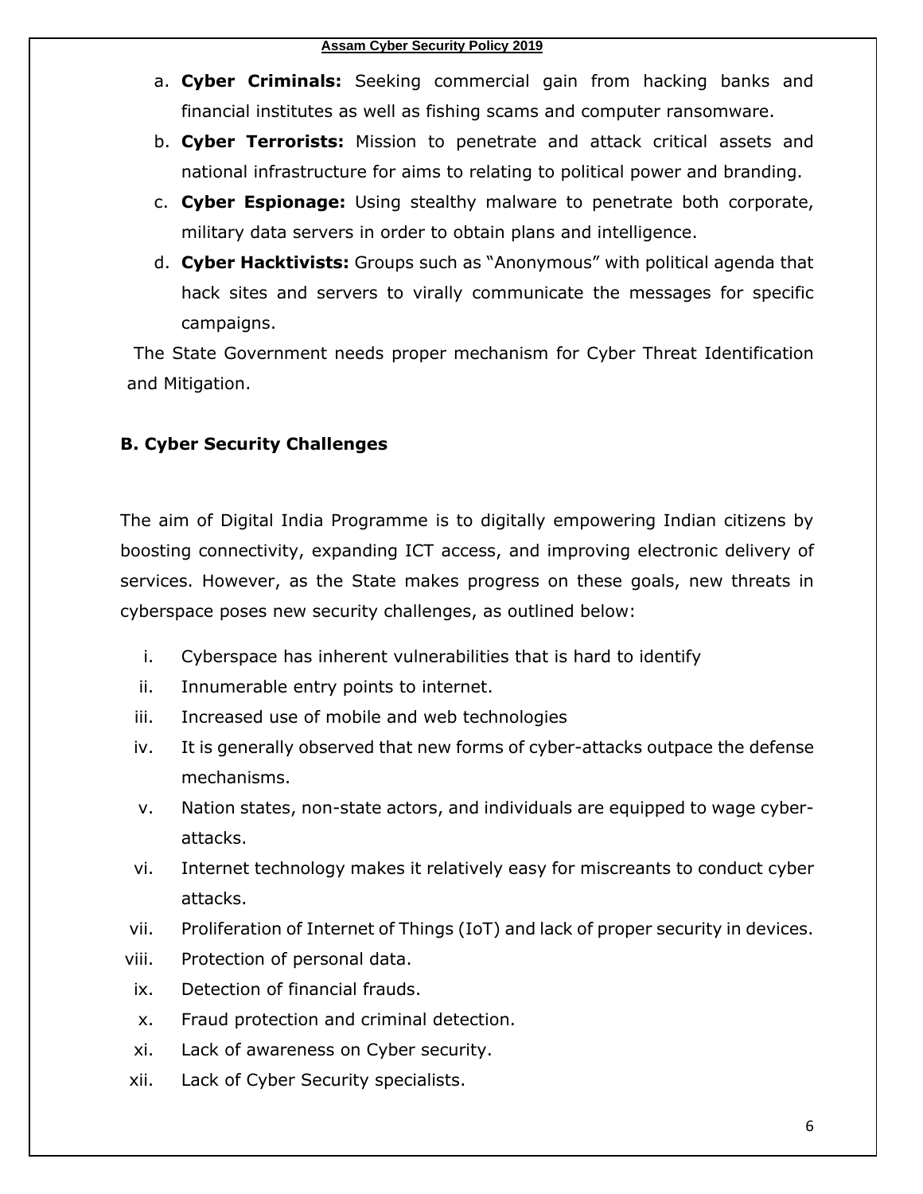a. **Cyber Criminals:** Seeking commercial gain from hacking banks and financial institutes as well as fishing scams and computer ransomware.

b. **Cyber Terrorists:** Mission to penetrate and attack critical assets and national infrastructure for aims to relating to political power and branding.

c. **Cyber Espionage:** Using stealthy malware to penetrate both corporate, military data servers in order to obtain plans and intelligence.

d. **Cyber Hacktivists:** Groups such as "Anonymous" with political agenda that hack sites and servers to virally communicate the messages for specific campaigns.

The State Government needs proper mechanism for Cyber Threat Identification and Mitigation.

### B. Cyber Security Challenges

The aim of Digital India Programme is to digitally empowering Indian citizens by boosting connectivity, expanding ICT access, and improving electronic delivery of services. However, as the State makes progress on these goals, new threats in cyberspace poses new security challenges, as outlined below:

i. Cyberspace has inherent vulnerabilities that is hard to identify

ii. Innumerable entry points to internet.

iii. Increased use of mobile and web technologies

iv. It is generally observed that new forms of cyber-attacks outpace the defense mechanisms.

v. Nation states, non-state actors, and individuals are equipped to wage cyber-attacks.

vi. Internet technology makes it relatively easy for miscreants to conduct cyber attacks.

vii. Proliferation of Internet of Things (IoT) and lack of proper security in devices.

viii. Protection of personal data.

ix. Detection of financial frauds.

x. Fraud protection and criminal detection.

xi. Lack of awareness on Cyber security.

xii. Lack of Cyber Security specialists.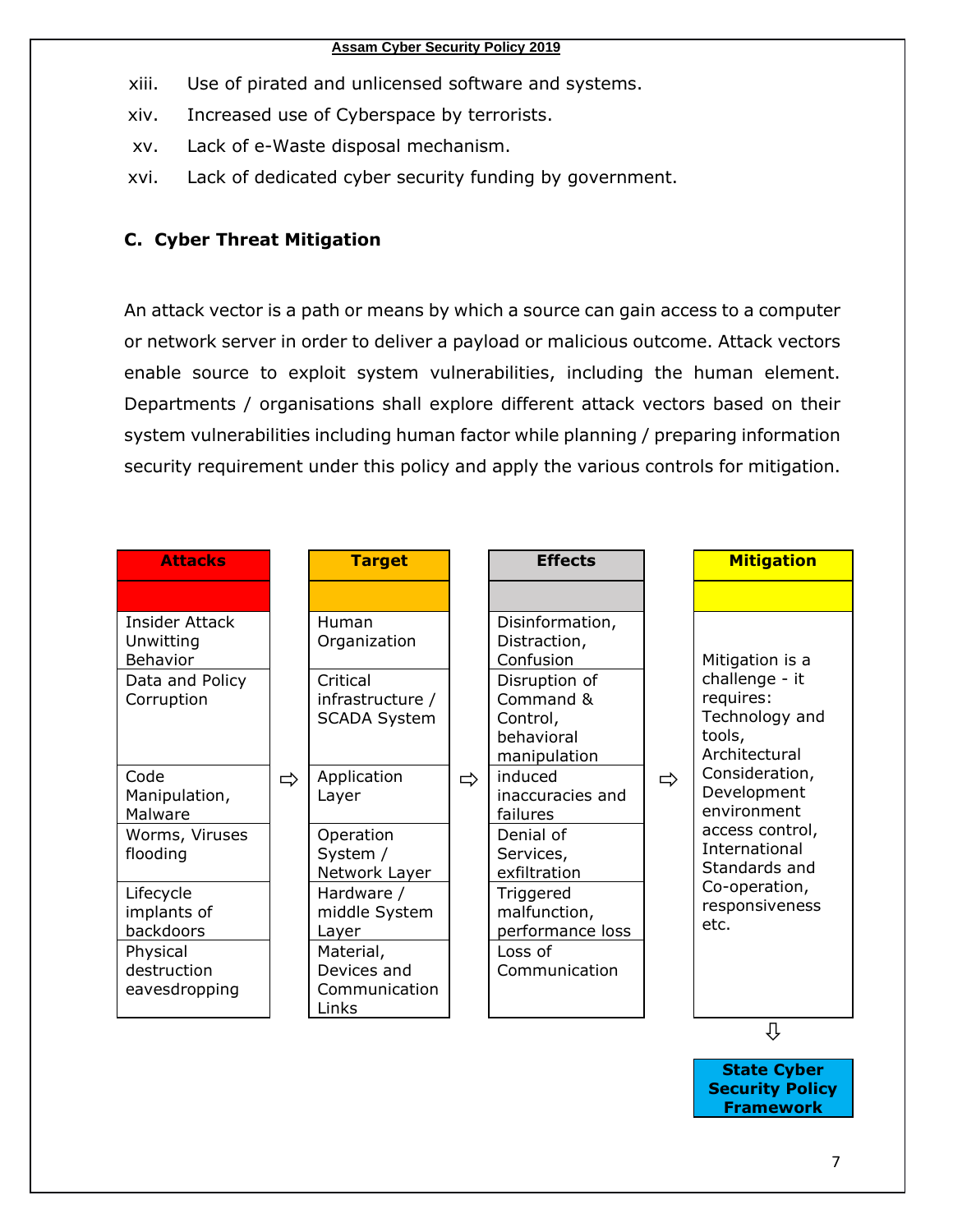xiii. Use of pirated and unlicensed software and systems.

xiv. Increased use of Cyberspace by terrorists.

xv. Lack of e-Waste disposal mechanism.

xvi. Lack of dedicated cyber security funding by government.

### C. Cyber Threat Mitigation

An attack vector is a path or means by which a source can gain access to a computer or network server in order to deliver a payload or malicious outcome. Attack vectors enable source to exploit system vulnerabilities, including the human element. Departments / organisations shall explore different attack vectors based on their system vulnerabilities including human factor while planning / preparing information security requirement under this policy and apply the various controls for mitigation.

| Attacks | | Target | | Effects | | Mitigation |
|---|---|---|---|---|---|---|
| Insider Attack Unwitting Behavior | | Human Organization | | Disinformation, Distraction, Confusion | | Mitigation is a challenge - it requires: Technology and tools, Architectural Consideration, Development environment access control, International Standards and Co-operation, responsiveness etc. |
| Data and Policy Corruption | | Critical infrastructure / SCADA System | | Disruption of Command & Control, behavioral manipulation | | |
| Code Manipulation, Malware | ⇨ | Application Layer | ⇨ | induced inaccuracies and failures | ⇨ | |
| Worms, Viruses flooding | | Operation System / Network Layer | | Denial of Services, exfiltration | | |
| Lifecycle implants of backdoors | | Hardware / middle System Layer | | Triggered malfunction, performance loss | | |
| Physical destruction eavesdropping | | Material, Devices and Communication Links | | Loss of Communication | | |

⇩

**State Cyber Security Policy Framework**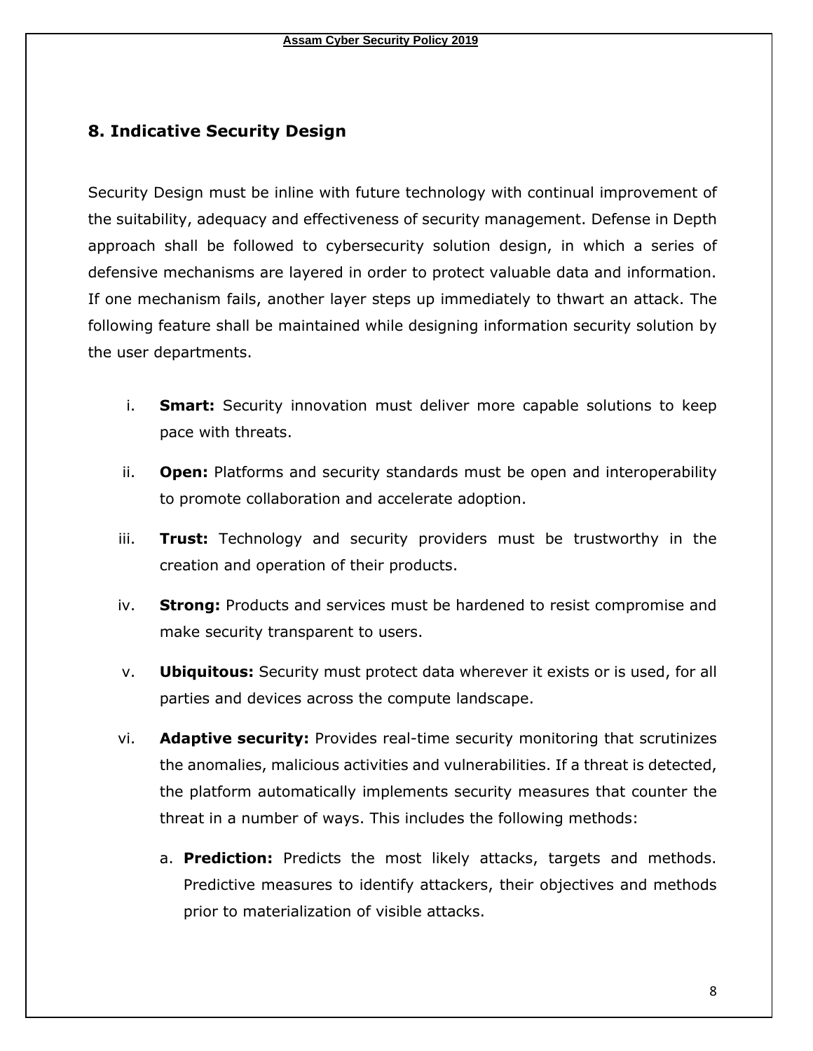## 8. Indicative Security Design

Security Design must be inline with future technology with continual improvement of the suitability, adequacy and effectiveness of security management. Defense in Depth approach shall be followed to cybersecurity solution design, in which a series of defensive mechanisms are layered in order to protect valuable data and information. If one mechanism fails, another layer steps up immediately to thwart an attack. The following feature shall be maintained while designing information security solution by the user departments.

i. **Smart:** Security innovation must deliver more capable solutions to keep pace with threats.

ii. **Open:** Platforms and security standards must be open and interoperability to promote collaboration and accelerate adoption.

iii. **Trust:** Technology and security providers must be trustworthy in the creation and operation of their products.

iv. **Strong:** Products and services must be hardened to resist compromise and make security transparent to users.

v. **Ubiquitous:** Security must protect data wherever it exists or is used, for all parties and devices across the compute landscape.

vi. **Adaptive security:** Provides real-time security monitoring that scrutinizes the anomalies, malicious activities and vulnerabilities. If a threat is detected, the platform automatically implements security measures that counter the threat in a number of ways. This includes the following methods:

   a. **Prediction:** Predicts the most likely attacks, targets and methods. Predictive measures to identify attackers, their objectives and methods prior to materialization of visible attacks.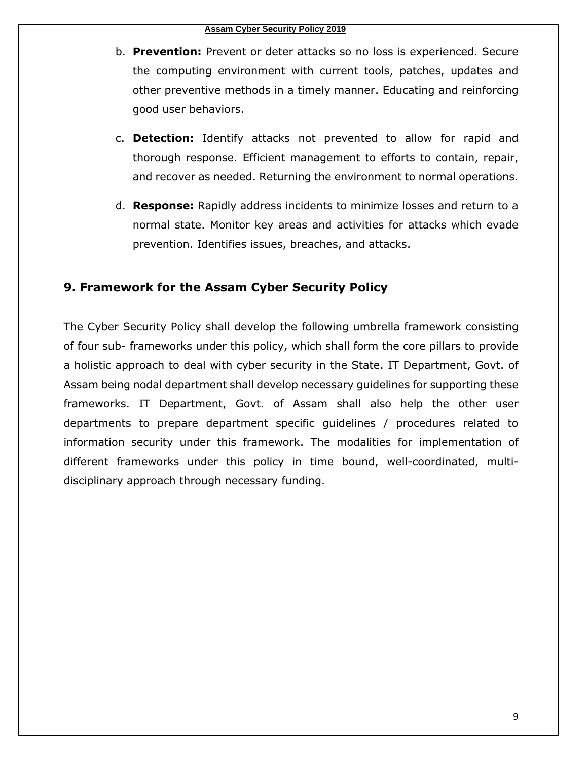b. **Prevention:** Prevent or deter attacks so no loss is experienced. Secure the computing environment with current tools, patches, updates and other preventive methods in a timely manner. Educating and reinforcing good user behaviors.

c. **Detection:** Identify attacks not prevented to allow for rapid and thorough response. Efficient management to efforts to contain, repair, and recover as needed. Returning the environment to normal operations.

d. **Response:** Rapidly address incidents to minimize losses and return to a normal state. Monitor key areas and activities for attacks which evade prevention. Identifies issues, breaches, and attacks.

## 9. Framework for the Assam Cyber Security Policy

The Cyber Security Policy shall develop the following umbrella framework consisting of four sub- frameworks under this policy, which shall form the core pillars to provide a holistic approach to deal with cyber security in the State. IT Department, Govt. of Assam being nodal department shall develop necessary guidelines for supporting these frameworks. IT Department, Govt. of Assam shall also help the other user departments to prepare department specific guidelines / procedures related to information security under this framework. The modalities for implementation of different frameworks under this policy in time bound, well-coordinated, multi-disciplinary approach through necessary funding.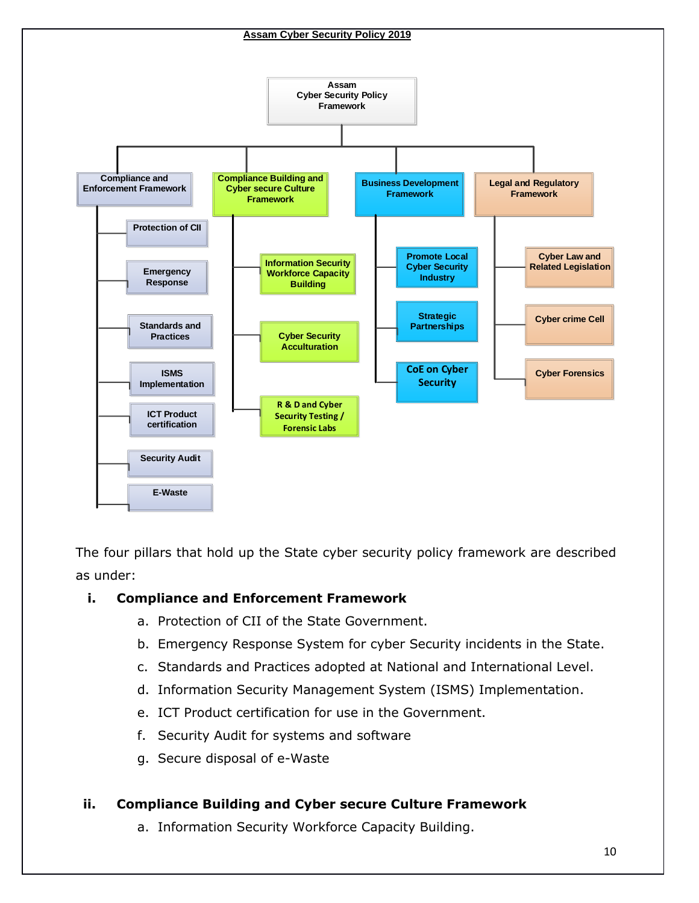- **Assam Cyber Security Policy Framework**
  - **Compliance and Enforcement Framework**
    - Protection of CII
    - Emergency Response
    - Standards and Practices
    - ISMS Implementation
    - ICT Product certification
    - Security Audit
    - E-Waste
  - **Compliance Building and Cyber secure Culture Framework**
    - Information Security Workforce Capacity Building
    - Cyber Security Acculturation
    - R & D and Cyber Security Testing / Forensic Labs
  - **Business Development Framework**
    - Promote Local Cyber Security Industry
    - Strategic Partnerships
    - CoE on Cyber Security
  - **Legal and Regulatory Framework**
    - Cyber Law and Related Legislation
    - Cyber crime Cell
    - Cyber Forensics

The four pillars that hold up the State cyber security policy framework are described as under:

**i. Compliance and Enforcement Framework**

a. Protection of CII of the State Government.

b. Emergency Response System for cyber Security incidents in the State.

c. Standards and Practices adopted at National and International Level.

d. Information Security Management System (ISMS) Implementation.

e. ICT Product certification for use in the Government.

f. Security Audit for systems and software

g. Secure disposal of e-Waste

**ii. Compliance Building and Cyber secure Culture Framework**

a. Information Security Workforce Capacity Building.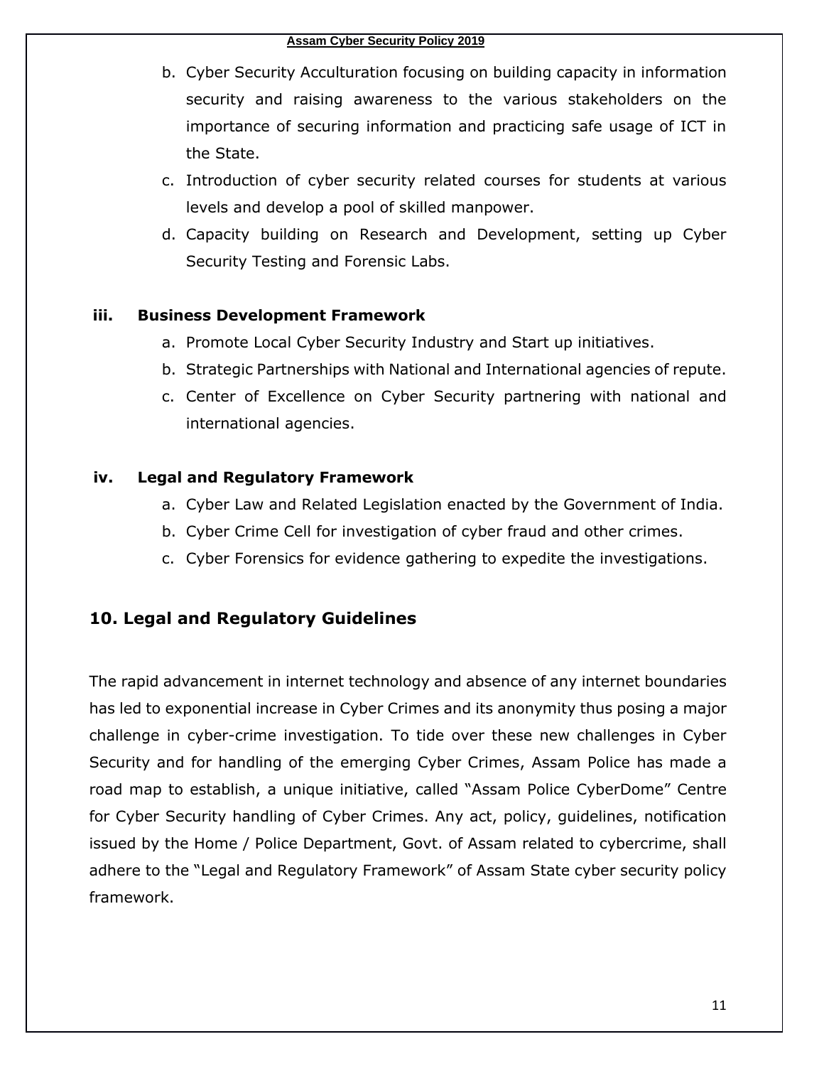b. Cyber Security Acculturation focusing on building capacity in information security and raising awareness to the various stakeholders on the importance of securing information and practicing safe usage of ICT in the State.

c. Introduction of cyber security related courses for students at various levels and develop a pool of skilled manpower.

d. Capacity building on Research and Development, setting up Cyber Security Testing and Forensic Labs.

**iii. Business Development Framework**

a. Promote Local Cyber Security Industry and Start up initiatives.

b. Strategic Partnerships with National and International agencies of repute.

c. Center of Excellence on Cyber Security partnering with national and international agencies.

**iv. Legal and Regulatory Framework**

a. Cyber Law and Related Legislation enacted by the Government of India.

b. Cyber Crime Cell for investigation of cyber fraud and other crimes.

c. Cyber Forensics for evidence gathering to expedite the investigations.

## 10. Legal and Regulatory Guidelines

The rapid advancement in internet technology and absence of any internet boundaries has led to exponential increase in Cyber Crimes and its anonymity thus posing a major challenge in cyber-crime investigation. To tide over these new challenges in Cyber Security and for handling of the emerging Cyber Crimes, Assam Police has made a road map to establish, a unique initiative, called "Assam Police CyberDome" Centre for Cyber Security handling of Cyber Crimes. Any act, policy, guidelines, notification issued by the Home / Police Department, Govt. of Assam related to cybercrime, shall adhere to the "Legal and Regulatory Framework" of Assam State cyber security policy framework.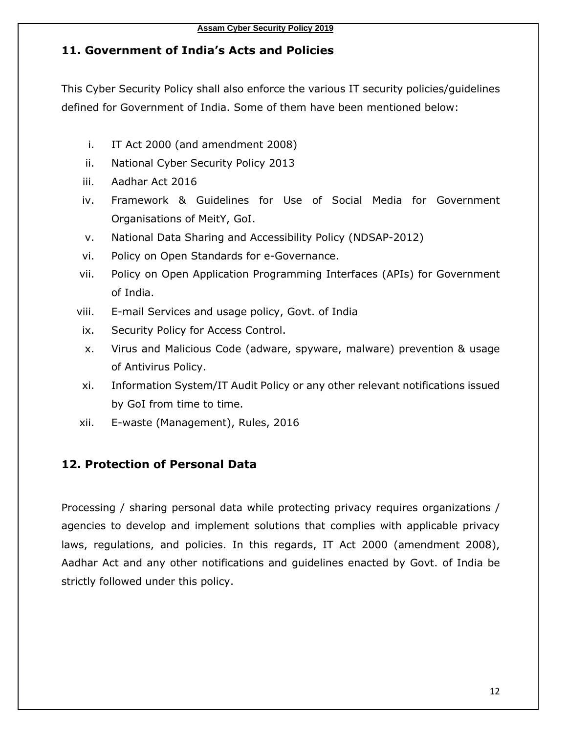## 11. Government of India's Acts and Policies

This Cyber Security Policy shall also enforce the various IT security policies/guidelines defined for Government of India. Some of them have been mentioned below:

i. IT Act 2000 (and amendment 2008)
ii. National Cyber Security Policy 2013
iii. Aadhar Act 2016
iv. Framework & Guidelines for Use of Social Media for Government Organisations of MeitY, GoI.
v. National Data Sharing and Accessibility Policy (NDSAP-2012)
vi. Policy on Open Standards for e-Governance.
vii. Policy on Open Application Programming Interfaces (APIs) for Government of India.
viii. E-mail Services and usage policy, Govt. of India
ix. Security Policy for Access Control.
x. Virus and Malicious Code (adware, spyware, malware) prevention & usage of Antivirus Policy.
xi. Information System/IT Audit Policy or any other relevant notifications issued by GoI from time to time.
xii. E-waste (Management), Rules, 2016

## 12. Protection of Personal Data

Processing / sharing personal data while protecting privacy requires organizations / agencies to develop and implement solutions that complies with applicable privacy laws, regulations, and policies. In this regards, IT Act 2000 (amendment 2008), Aadhar Act and any other notifications and guidelines enacted by Govt. of India be strictly followed under this policy.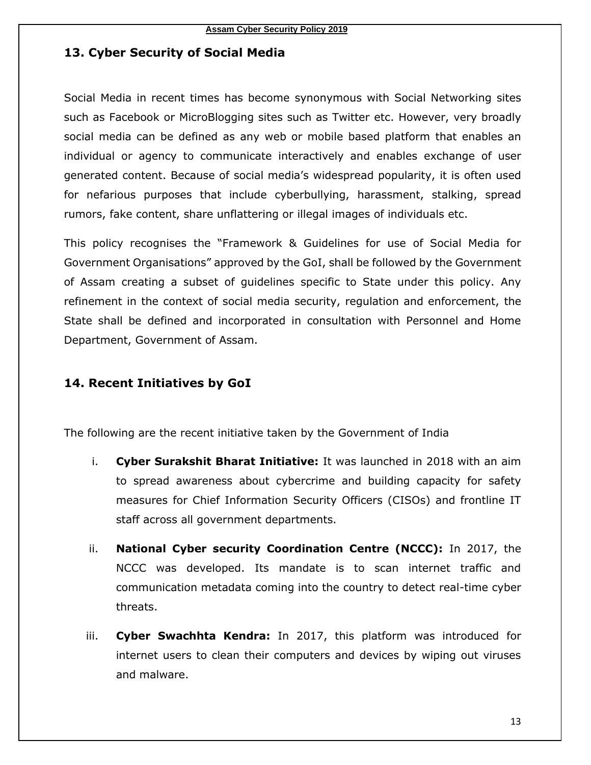## 13. Cyber Security of Social Media

Social Media in recent times has become synonymous with Social Networking sites such as Facebook or MicroBlogging sites such as Twitter etc. However, very broadly social media can be defined as any web or mobile based platform that enables an individual or agency to communicate interactively and enables exchange of user generated content. Because of social media's widespread popularity, it is often used for nefarious purposes that include cyberbullying, harassment, stalking, spread rumors, fake content, share unflattering or illegal images of individuals etc.

This policy recognises the "Framework & Guidelines for use of Social Media for Government Organisations" approved by the GoI, shall be followed by the Government of Assam creating a subset of guidelines specific to State under this policy. Any refinement in the context of social media security, regulation and enforcement, the State shall be defined and incorporated in consultation with Personnel and Home Department, Government of Assam.

## 14. Recent Initiatives by GoI

The following are the recent initiative taken by the Government of India

i. **Cyber Surakshit Bharat Initiative:** It was launched in 2018 with an aim to spread awareness about cybercrime and building capacity for safety measures for Chief Information Security Officers (CISOs) and frontline IT staff across all government departments.

ii. **National Cyber security Coordination Centre (NCCC):** In 2017, the NCCC was developed. Its mandate is to scan internet traffic and communication metadata coming into the country to detect real-time cyber threats.

iii. **Cyber Swachhta Kendra:** In 2017, this platform was introduced for internet users to clean their computers and devices by wiping out viruses and malware.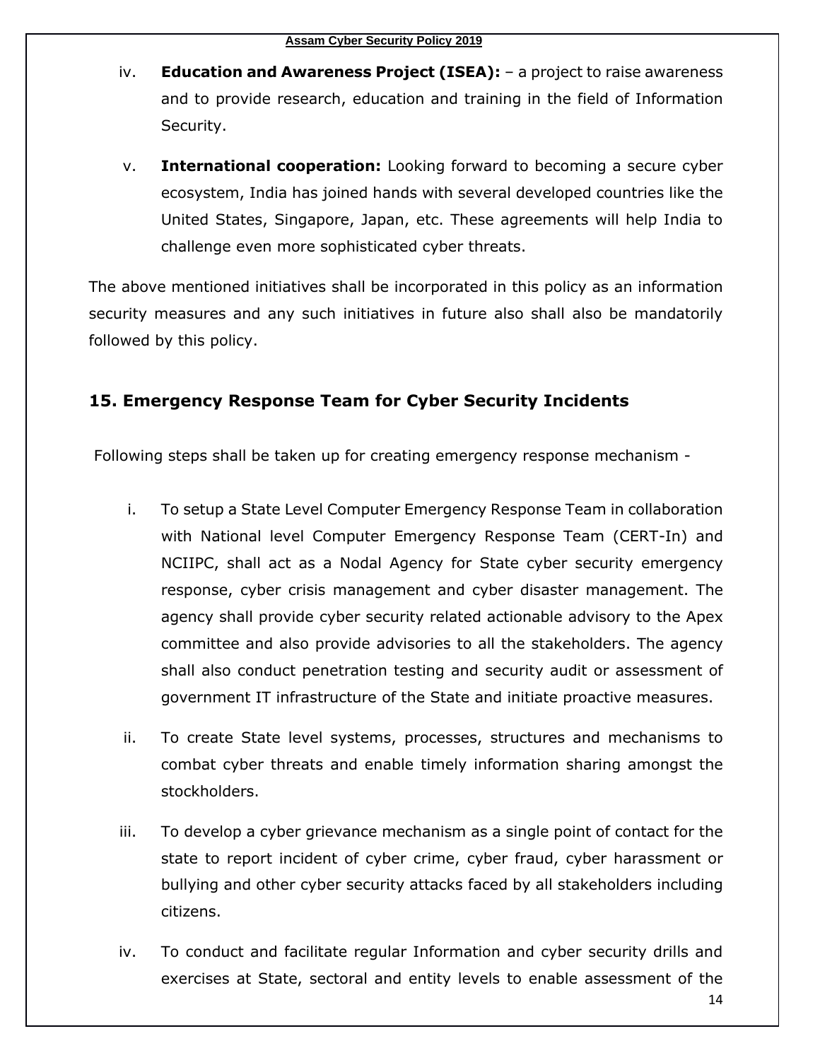iv. **Education and Awareness Project (ISEA):** – a project to raise awareness and to provide research, education and training in the field of Information Security.

v. **International cooperation:** Looking forward to becoming a secure cyber ecosystem, India has joined hands with several developed countries like the United States, Singapore, Japan, etc. These agreements will help India to challenge even more sophisticated cyber threats.

The above mentioned initiatives shall be incorporated in this policy as an information security measures and any such initiatives in future also shall also be mandatorily followed by this policy.

## 15. Emergency Response Team for Cyber Security Incidents

Following steps shall be taken up for creating emergency response mechanism -

i. To setup a State Level Computer Emergency Response Team in collaboration with National level Computer Emergency Response Team (CERT-In) and NCIIPC, shall act as a Nodal Agency for State cyber security emergency response, cyber crisis management and cyber disaster management. The agency shall provide cyber security related actionable advisory to the Apex committee and also provide advisories to all the stakeholders. The agency shall also conduct penetration testing and security audit or assessment of government IT infrastructure of the State and initiate proactive measures.

ii. To create State level systems, processes, structures and mechanisms to combat cyber threats and enable timely information sharing amongst the stockholders.

iii. To develop a cyber grievance mechanism as a single point of contact for the state to report incident of cyber crime, cyber fraud, cyber harassment or bullying and other cyber security attacks faced by all stakeholders including citizens.

iv. To conduct and facilitate regular Information and cyber security drills and exercises at State, sectoral and entity levels to enable assessment of the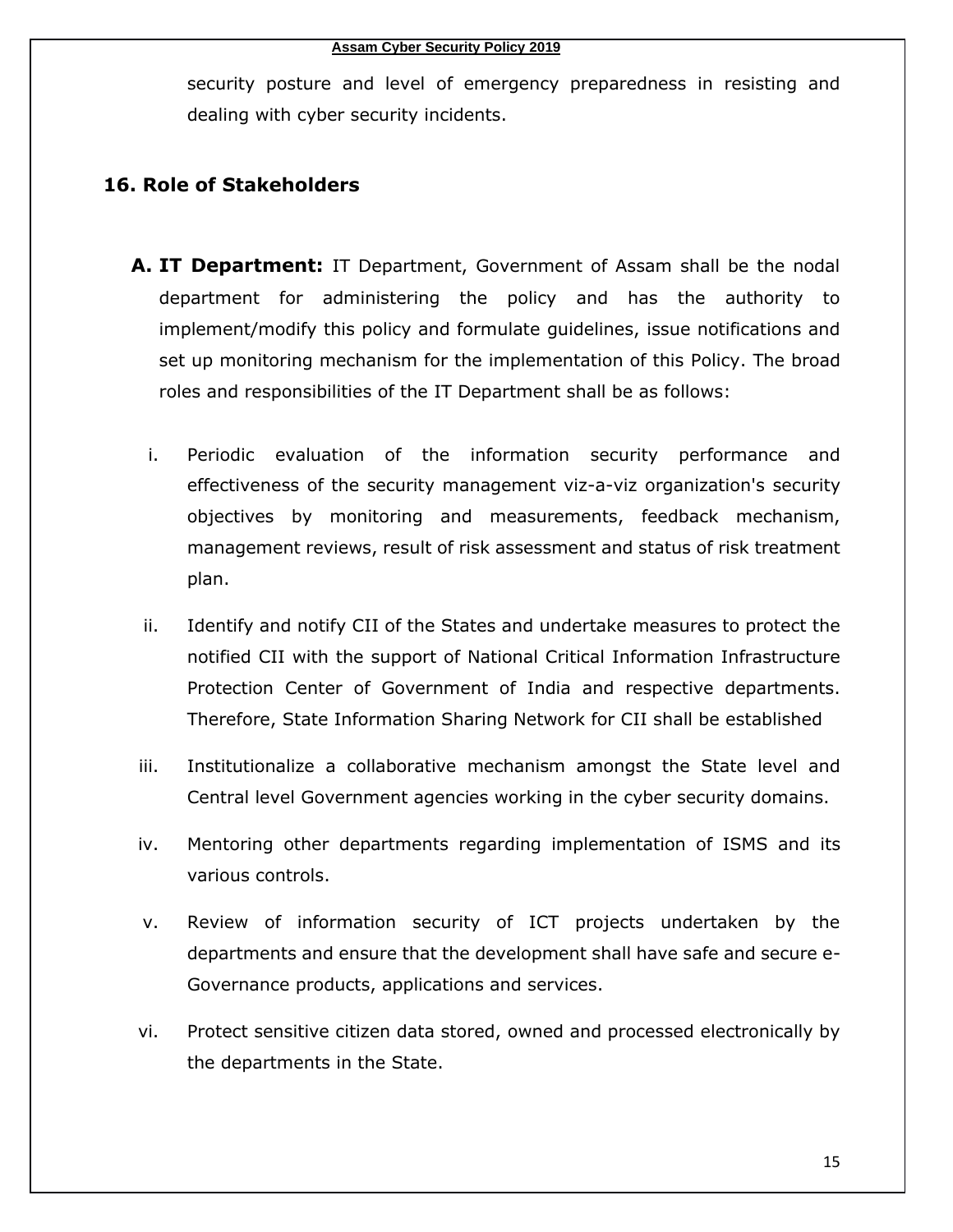security posture and level of emergency preparedness in resisting and dealing with cyber security incidents.

## 16. Role of Stakeholders

**A. IT Department:** IT Department, Government of Assam shall be the nodal department for administering the policy and has the authority to implement/modify this policy and formulate guidelines, issue notifications and set up monitoring mechanism for the implementation of this Policy. The broad roles and responsibilities of the IT Department shall be as follows:

i. Periodic evaluation of the information security performance and effectiveness of the security management viz-a-viz organization's security objectives by monitoring and measurements, feedback mechanism, management reviews, result of risk assessment and status of risk treatment plan.

ii. Identify and notify CII of the States and undertake measures to protect the notified CII with the support of National Critical Information Infrastructure Protection Center of Government of India and respective departments. Therefore, State Information Sharing Network for CII shall be established

iii. Institutionalize a collaborative mechanism amongst the State level and Central level Government agencies working in the cyber security domains.

iv. Mentoring other departments regarding implementation of ISMS and its various controls.

v. Review of information security of ICT projects undertaken by the departments and ensure that the development shall have safe and secure e-Governance products, applications and services.

vi. Protect sensitive citizen data stored, owned and processed electronically by the departments in the State.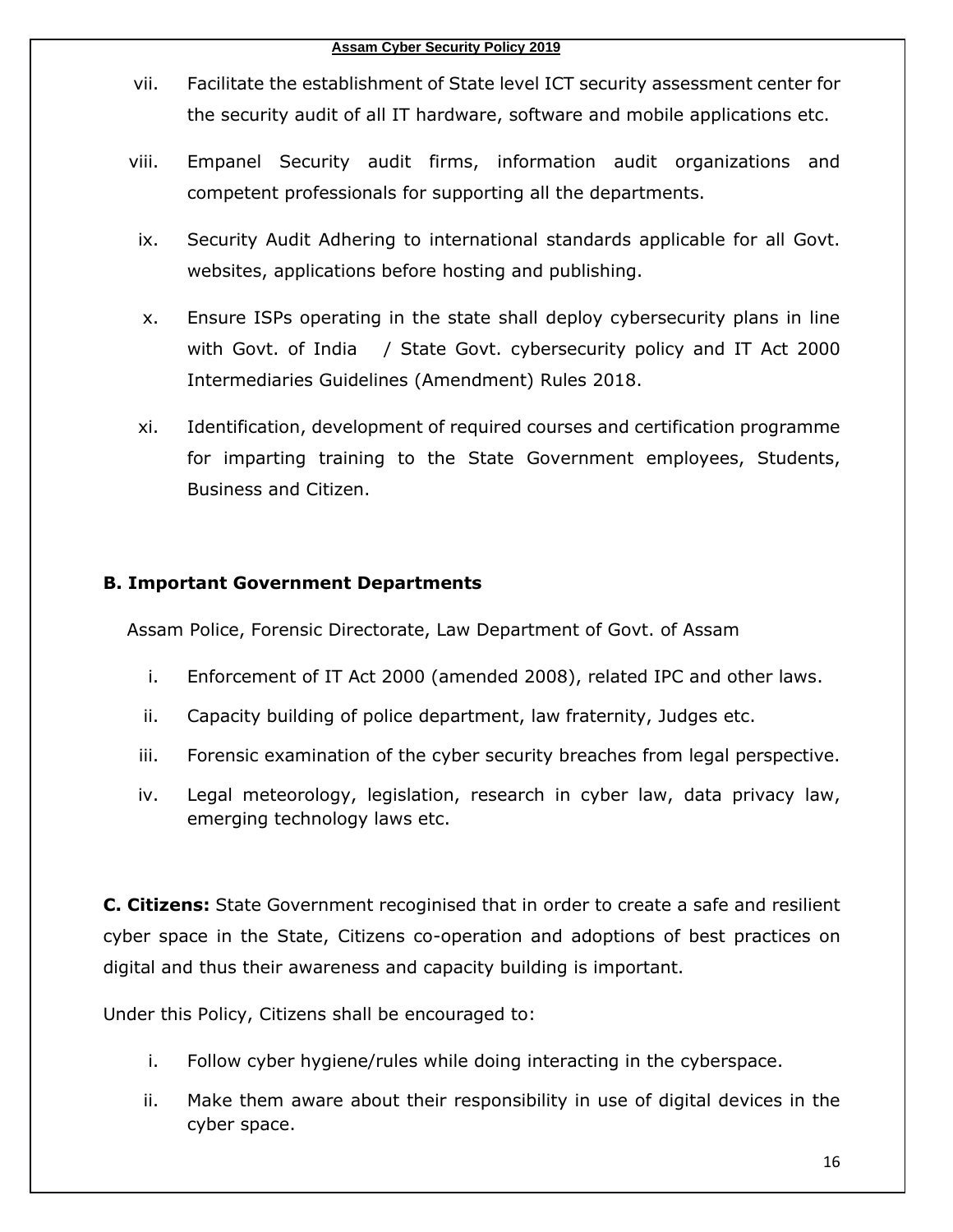vii. Facilitate the establishment of State level ICT security assessment center for the security audit of all IT hardware, software and mobile applications etc.

viii. Empanel Security audit firms, information audit organizations and competent professionals for supporting all the departments.

ix. Security Audit Adhering to international standards applicable for all Govt. websites, applications before hosting and publishing.

x. Ensure ISPs operating in the state shall deploy cybersecurity plans in line with Govt. of India / State Govt. cybersecurity policy and IT Act 2000 Intermediaries Guidelines (Amendment) Rules 2018.

xi. Identification, development of required courses and certification programme for imparting training to the State Government employees, Students, Business and Citizen.

**B. Important Government Departments**

Assam Police, Forensic Directorate, Law Department of Govt. of Assam

i. Enforcement of IT Act 2000 (amended 2008), related IPC and other laws.

ii. Capacity building of police department, law fraternity, Judges etc.

iii. Forensic examination of the cyber security breaches from legal perspective.

iv. Legal meteorology, legislation, research in cyber law, data privacy law, emerging technology laws etc.

**C. Citizens:** State Government recoginised that in order to create a safe and resilient cyber space in the State, Citizens co-operation and adoptions of best practices on digital and thus their awareness and capacity building is important.

Under this Policy, Citizens shall be encouraged to:

i. Follow cyber hygiene/rules while doing interacting in the cyberspace.

ii. Make them aware about their responsibility in use of digital devices in the cyber space.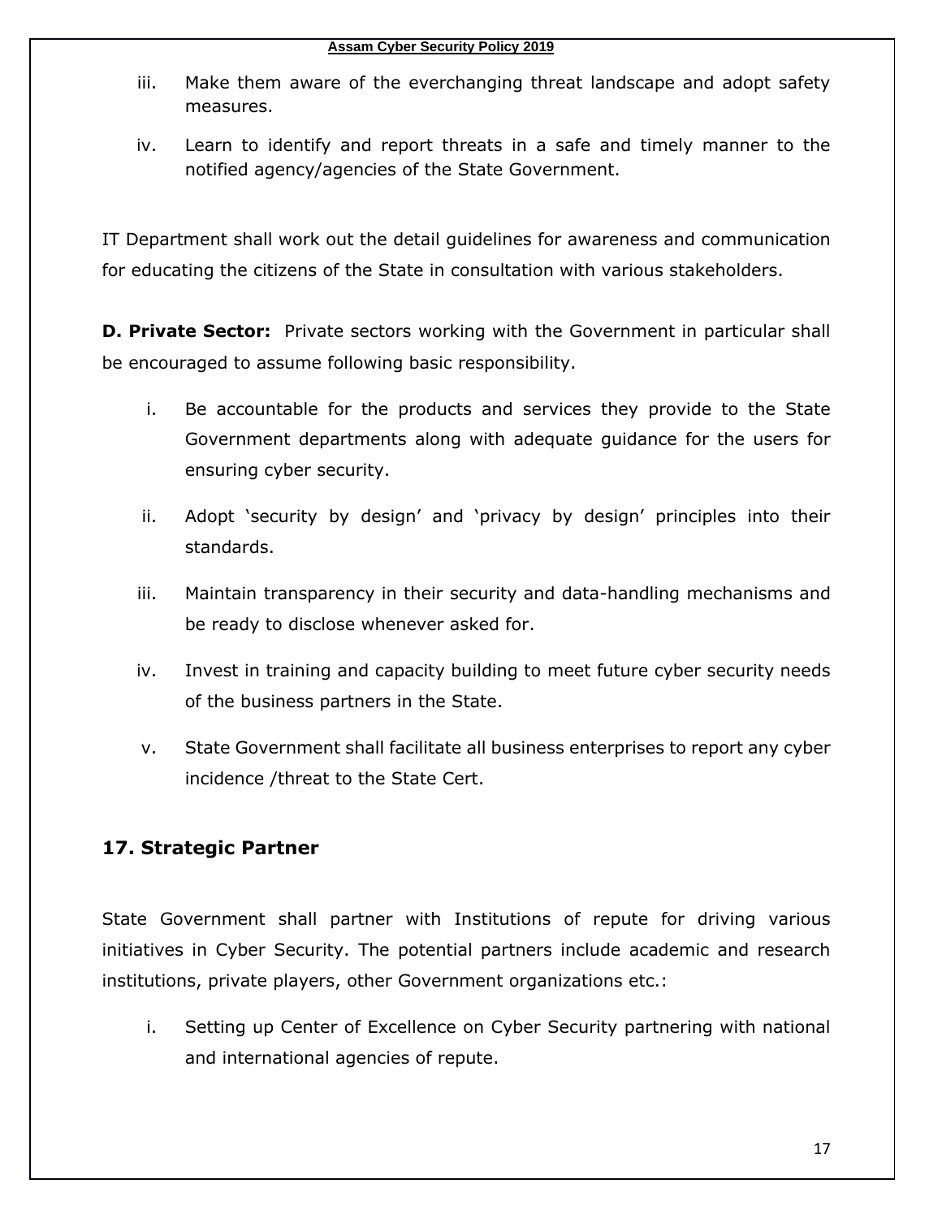iii. Make them aware of the everchanging threat landscape and adopt safety measures.

iv. Learn to identify and report threats in a safe and timely manner to the notified agency/agencies of the State Government.

IT Department shall work out the detail guidelines for awareness and communication for educating the citizens of the State in consultation with various stakeholders.

**D. Private Sector:** Private sectors working with the Government in particular shall be encouraged to assume following basic responsibility.

i. Be accountable for the products and services they provide to the State Government departments along with adequate guidance for the users for ensuring cyber security.

ii. Adopt 'security by design' and 'privacy by design' principles into their standards.

iii. Maintain transparency in their security and data-handling mechanisms and be ready to disclose whenever asked for.

iv. Invest in training and capacity building to meet future cyber security needs of the business partners in the State.

v. State Government shall facilitate all business enterprises to report any cyber incidence /threat to the State Cert.

## 17. Strategic Partner

State Government shall partner with Institutions of repute for driving various initiatives in Cyber Security. The potential partners include academic and research institutions, private players, other Government organizations etc.:

i. Setting up Center of Excellence on Cyber Security partnering with national and international agencies of repute.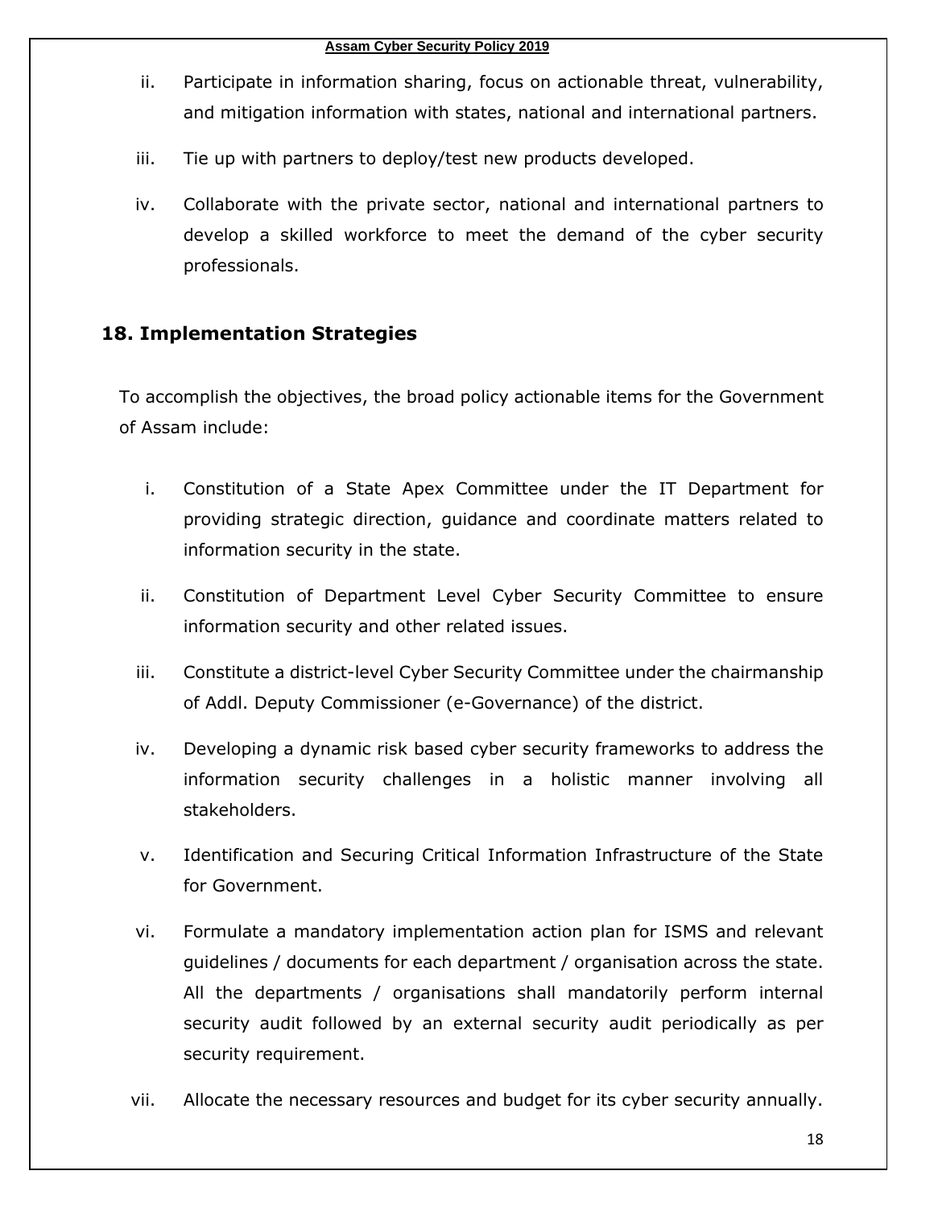ii. Participate in information sharing, focus on actionable threat, vulnerability, and mitigation information with states, national and international partners.

iii. Tie up with partners to deploy/test new products developed.

iv. Collaborate with the private sector, national and international partners to develop a skilled workforce to meet the demand of the cyber security professionals.

## 18. Implementation Strategies

To accomplish the objectives, the broad policy actionable items for the Government of Assam include:

i. Constitution of a State Apex Committee under the IT Department for providing strategic direction, guidance and coordinate matters related to information security in the state.

ii. Constitution of Department Level Cyber Security Committee to ensure information security and other related issues.

iii. Constitute a district-level Cyber Security Committee under the chairmanship of Addl. Deputy Commissioner (e-Governance) of the district.

iv. Developing a dynamic risk based cyber security frameworks to address the information security challenges in a holistic manner involving all stakeholders.

v. Identification and Securing Critical Information Infrastructure of the State for Government.

vi. Formulate a mandatory implementation action plan for ISMS and relevant guidelines / documents for each department / organisation across the state. All the departments / organisations shall mandatorily perform internal security audit followed by an external security audit periodically as per security requirement.

vii. Allocate the necessary resources and budget for its cyber security annually.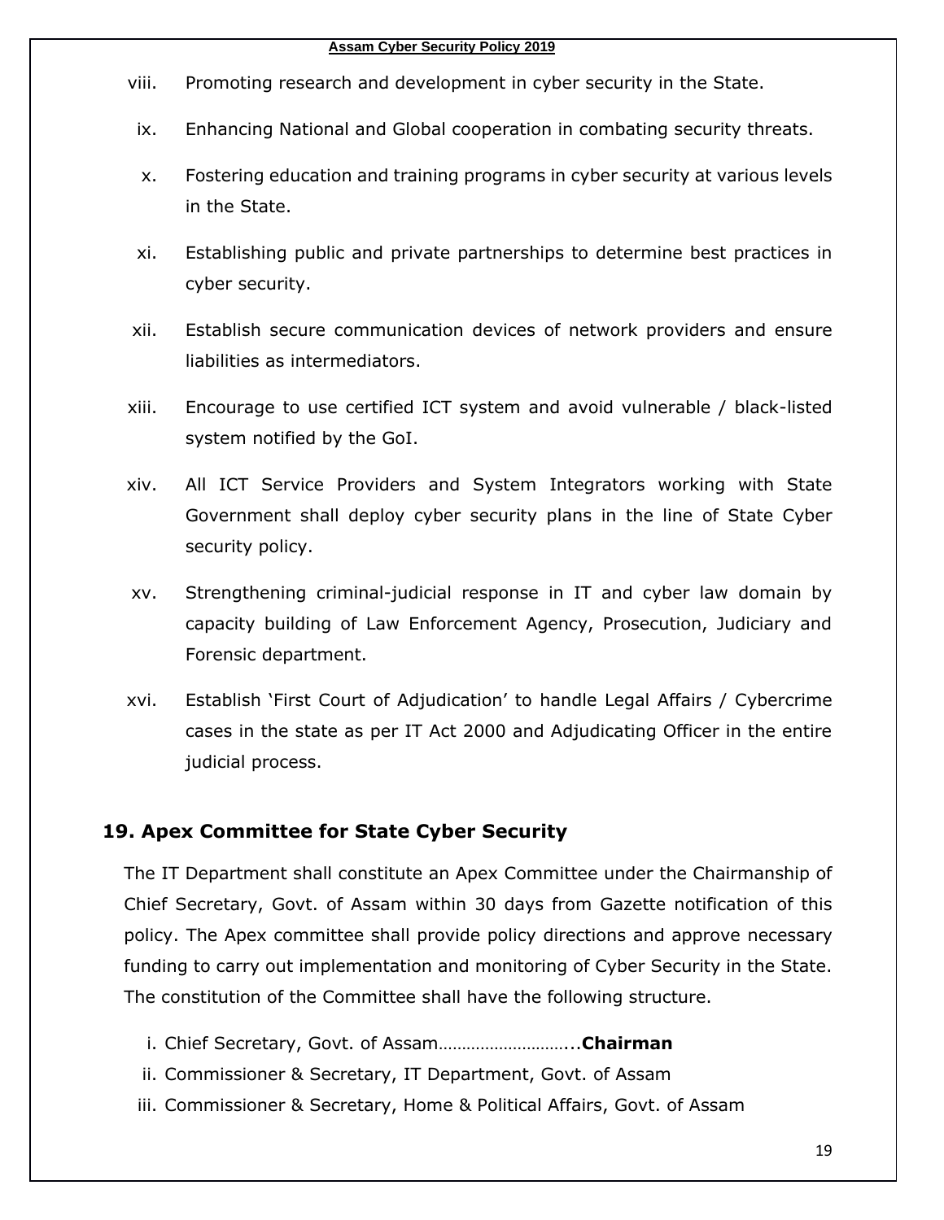viii. Promoting research and development in cyber security in the State.

ix. Enhancing National and Global cooperation in combating security threats.

x. Fostering education and training programs in cyber security at various levels in the State.

xi. Establishing public and private partnerships to determine best practices in cyber security.

xii. Establish secure communication devices of network providers and ensure liabilities as intermediators.

xiii. Encourage to use certified ICT system and avoid vulnerable / black-listed system notified by the GoI.

xiv. All ICT Service Providers and System Integrators working with State Government shall deploy cyber security plans in the line of State Cyber security policy.

xv. Strengthening criminal-judicial response in IT and cyber law domain by capacity building of Law Enforcement Agency, Prosecution, Judiciary and Forensic department.

xvi. Establish 'First Court of Adjudication' to handle Legal Affairs / Cybercrime cases in the state as per IT Act 2000 and Adjudicating Officer in the entire judicial process.

## 19. Apex Committee for State Cyber Security

The IT Department shall constitute an Apex Committee under the Chairmanship of Chief Secretary, Govt. of Assam within 30 days from Gazette notification of this policy. The Apex committee shall provide policy directions and approve necessary funding to carry out implementation and monitoring of Cyber Security in the State. The constitution of the Committee shall have the following structure.

i. Chief Secretary, Govt. of Assam…………………………...**Chairman**
ii. Commissioner & Secretary, IT Department, Govt. of Assam
iii. Commissioner & Secretary, Home & Political Affairs, Govt. of Assam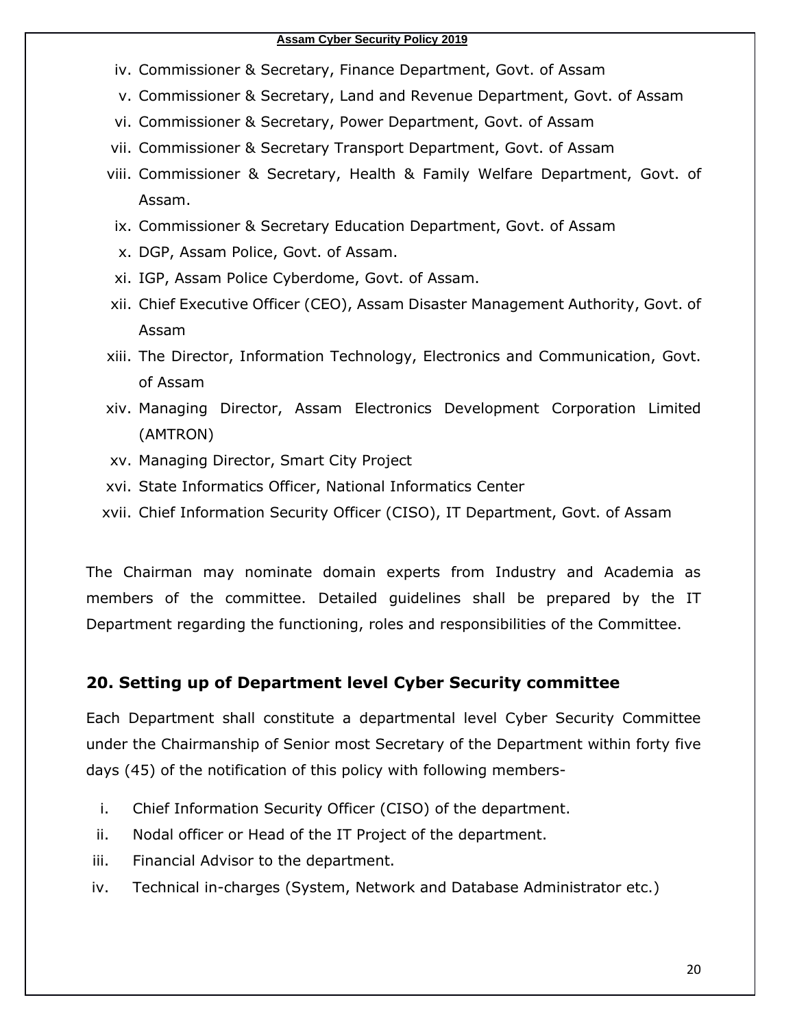iv. Commissioner & Secretary, Finance Department, Govt. of Assam
v. Commissioner & Secretary, Land and Revenue Department, Govt. of Assam
vi. Commissioner & Secretary, Power Department, Govt. of Assam
vii. Commissioner & Secretary Transport Department, Govt. of Assam
viii. Commissioner & Secretary, Health & Family Welfare Department, Govt. of Assam.
ix. Commissioner & Secretary Education Department, Govt. of Assam
x. DGP, Assam Police, Govt. of Assam.
xi. IGP, Assam Police Cyberdome, Govt. of Assam.
xii. Chief Executive Officer (CEO), Assam Disaster Management Authority, Govt. of Assam
xiii. The Director, Information Technology, Electronics and Communication, Govt. of Assam
xiv. Managing Director, Assam Electronics Development Corporation Limited (AMTRON)
xv. Managing Director, Smart City Project
xvi. State Informatics Officer, National Informatics Center
xvii. Chief Information Security Officer (CISO), IT Department, Govt. of Assam

The Chairman may nominate domain experts from Industry and Academia as members of the committee. Detailed guidelines shall be prepared by the IT Department regarding the functioning, roles and responsibilities of the Committee.

## 20. Setting up of Department level Cyber Security committee

Each Department shall constitute a departmental level Cyber Security Committee under the Chairmanship of Senior most Secretary of the Department within forty five days (45) of the notification of this policy with following members-

i. Chief Information Security Officer (CISO) of the department.
ii. Nodal officer or Head of the IT Project of the department.
iii. Financial Advisor to the department.
iv. Technical in-charges (System, Network and Database Administrator etc.)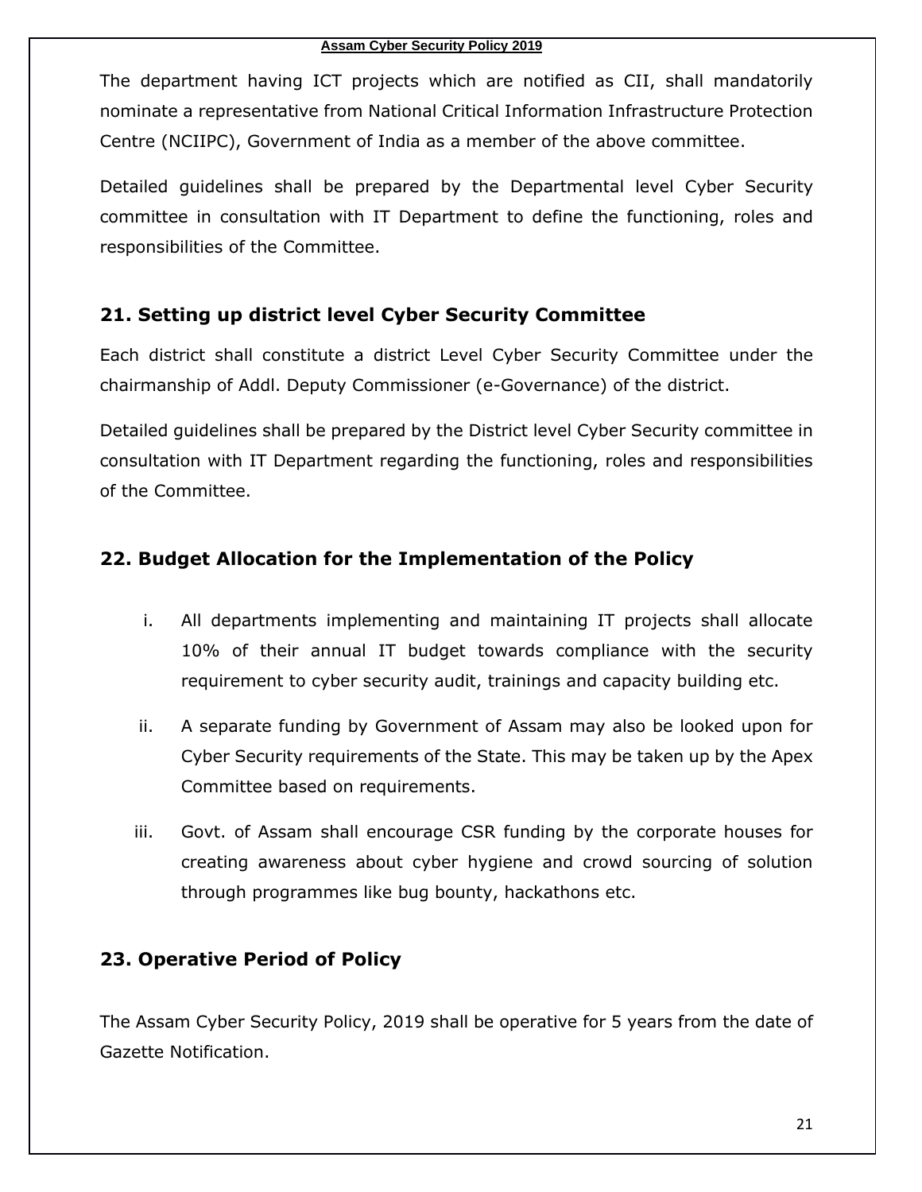The department having ICT projects which are notified as CII, shall mandatorily nominate a representative from National Critical Information Infrastructure Protection Centre (NCIIPC), Government of India as a member of the above committee.

Detailed guidelines shall be prepared by the Departmental level Cyber Security committee in consultation with IT Department to define the functioning, roles and responsibilities of the Committee.

## 21. Setting up district level Cyber Security Committee

Each district shall constitute a district Level Cyber Security Committee under the chairmanship of Addl. Deputy Commissioner (e-Governance) of the district.

Detailed guidelines shall be prepared by the District level Cyber Security committee in consultation with IT Department regarding the functioning, roles and responsibilities of the Committee.

## 22. Budget Allocation for the Implementation of the Policy

i. All departments implementing and maintaining IT projects shall allocate 10% of their annual IT budget towards compliance with the security requirement to cyber security audit, trainings and capacity building etc.

ii. A separate funding by Government of Assam may also be looked upon for Cyber Security requirements of the State. This may be taken up by the Apex Committee based on requirements.

iii. Govt. of Assam shall encourage CSR funding by the corporate houses for creating awareness about cyber hygiene and crowd sourcing of solution through programmes like bug bounty, hackathons etc.

## 23. Operative Period of Policy

The Assam Cyber Security Policy, 2019 shall be operative for 5 years from the date of Gazette Notification.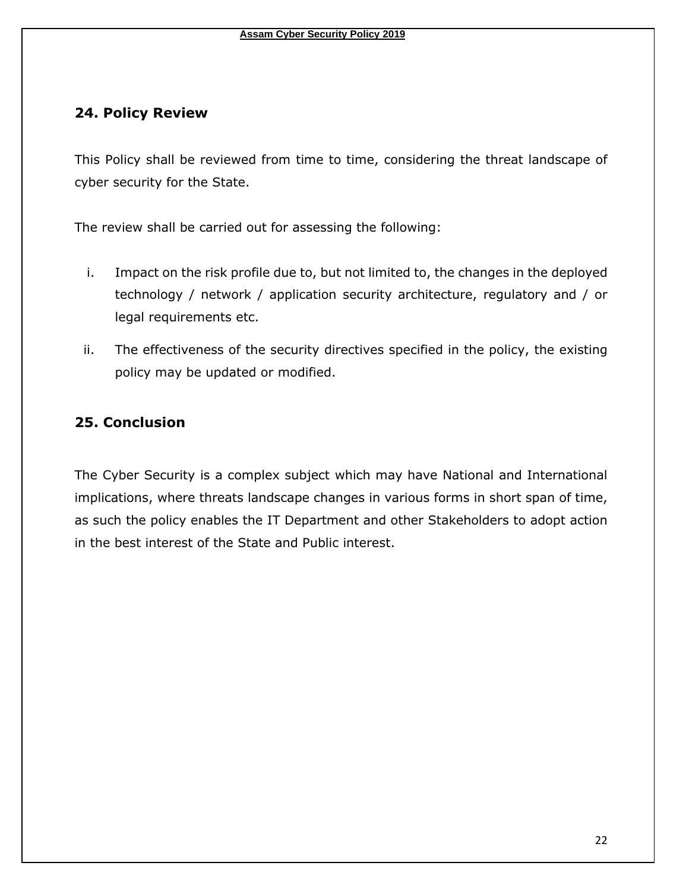## 24. Policy Review

This Policy shall be reviewed from time to time, considering the threat landscape of cyber security for the State.

The review shall be carried out for assessing the following:

i. Impact on the risk profile due to, but not limited to, the changes in the deployed technology / network / application security architecture, regulatory and / or legal requirements etc.

ii. The effectiveness of the security directives specified in the policy, the existing policy may be updated or modified.

## 25. Conclusion

The Cyber Security is a complex subject which may have National and International implications, where threats landscape changes in various forms in short span of time, as such the policy enables the IT Department and other Stakeholders to adopt action in the best interest of the State and Public interest.